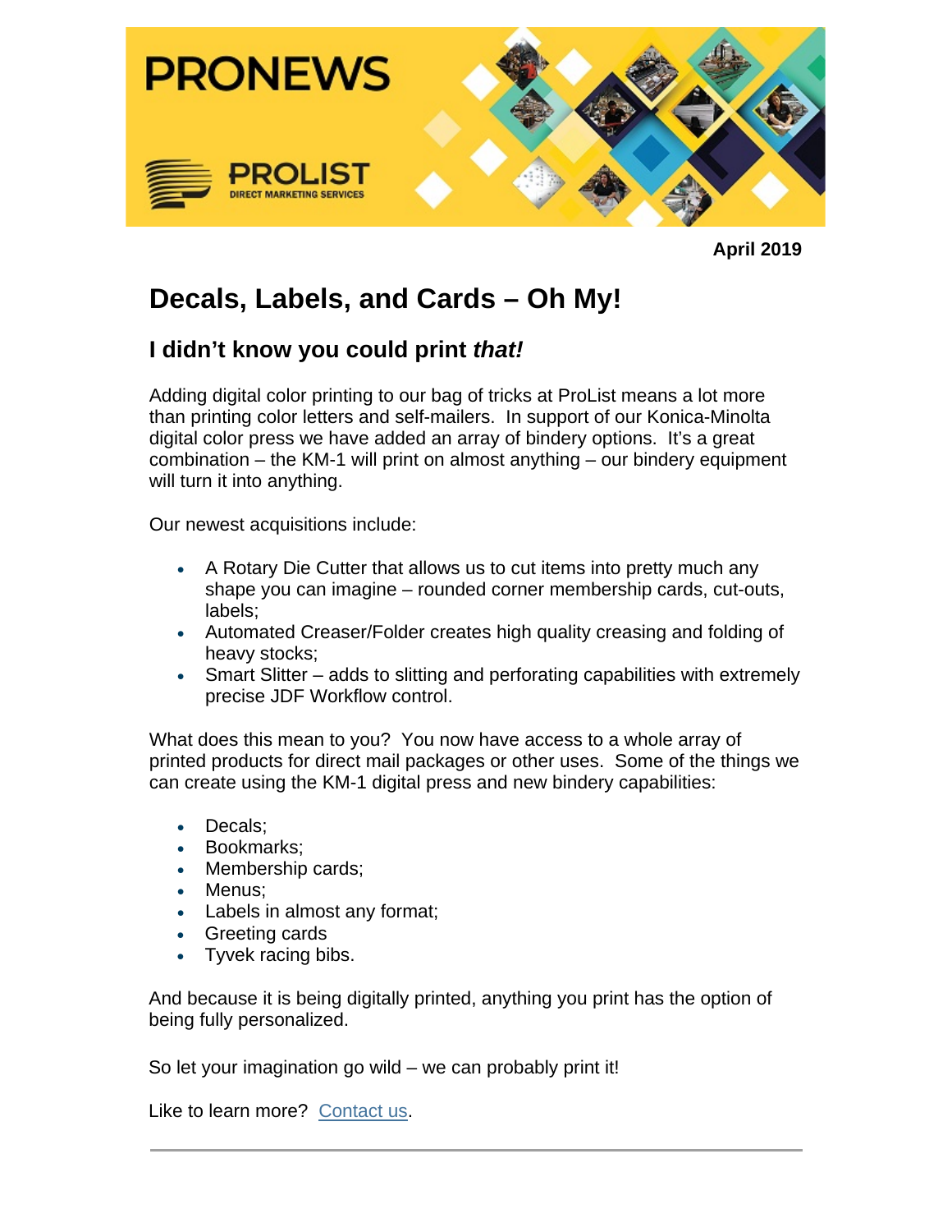PRONEWS

PROLIST
DIRECT MARKETING SERVICES

**April 2019**

# Decals, Labels, and Cards – Oh My!

## I didn't know you could print *that!*

Adding digital color printing to our bag of tricks at ProList means a lot more than printing color letters and self-mailers. In support of our Konica-Minolta digital color press we have added an array of bindery options. It's a great combination – the KM-1 will print on almost anything – our bindery equipment will turn it into anything.

Our newest acquisitions include:

- A Rotary Die Cutter that allows us to cut items into pretty much any shape you can imagine – rounded corner membership cards, cut-outs, labels;
- Automated Creaser/Folder creates high quality creasing and folding of heavy stocks;
- Smart Slitter – adds to slitting and perforating capabilities with extremely precise JDF Workflow control.

What does this mean to you? You now have access to a whole array of printed products for direct mail packages or other uses. Some of the things we can create using the KM-1 digital press and new bindery capabilities:

- Decals;
- Bookmarks;
- Membership cards;
- Menus;
- Labels in almost any format;
- Greeting cards
- Tyvek racing bibs.

And because it is being digitally printed, anything you print has the option of being fully personalized.

So let your imagination go wild – we can probably print it!

Like to learn more? [Contact us](Contact us).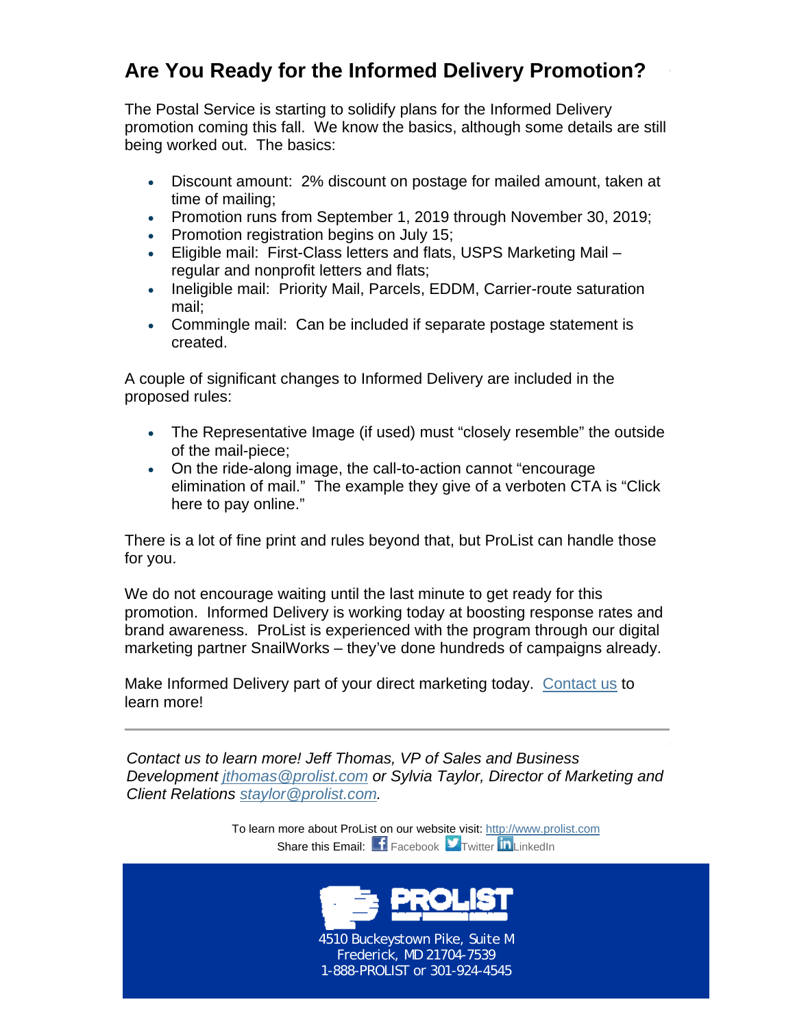## Are You Ready for the Informed Delivery Promotion?

The Postal Service is starting to solidify plans for the Informed Delivery promotion coming this fall. We know the basics, although some details are still being worked out. The basics:

- Discount amount: 2% discount on postage for mailed amount, taken at time of mailing;
- Promotion runs from September 1, 2019 through November 30, 2019;
- Promotion registration begins on July 15;
- Eligible mail: First-Class letters and flats, USPS Marketing Mail – regular and nonprofit letters and flats;
- Ineligible mail: Priority Mail, Parcels, EDDM, Carrier-route saturation mail;
- Commingle mail: Can be included if separate postage statement is created.

A couple of significant changes to Informed Delivery are included in the proposed rules:

- The Representative Image (if used) must "closely resemble" the outside of the mail-piece;
- On the ride-along image, the call-to-action cannot "encourage elimination of mail." The example they give of a verboten CTA is "Click here to pay online."

There is a lot of fine print and rules beyond that, but ProList can handle those for you.

We do not encourage waiting until the last minute to get ready for this promotion. Informed Delivery is working today at boosting response rates and brand awareness. ProList is experienced with the program through our digital marketing partner SnailWorks – they've done hundreds of campaigns already.

Make Informed Delivery part of your direct marketing today. Contact us to learn more!

---

*Contact us to learn more! Jeff Thomas, VP of Sales and Business Development jthomas@prolist.com or Sylvia Taylor, Director of Marketing and Client Relations staylor@prolist.com.*

To learn more about ProList on our website visit: http://www.prolist.com

Share this Email: Facebook Twitter LinkedIn

PROLIST

4510 Buckeystown Pike, Suite M
Frederick, MD 21704-7539
1-888-PROLIST or 301-924-4545